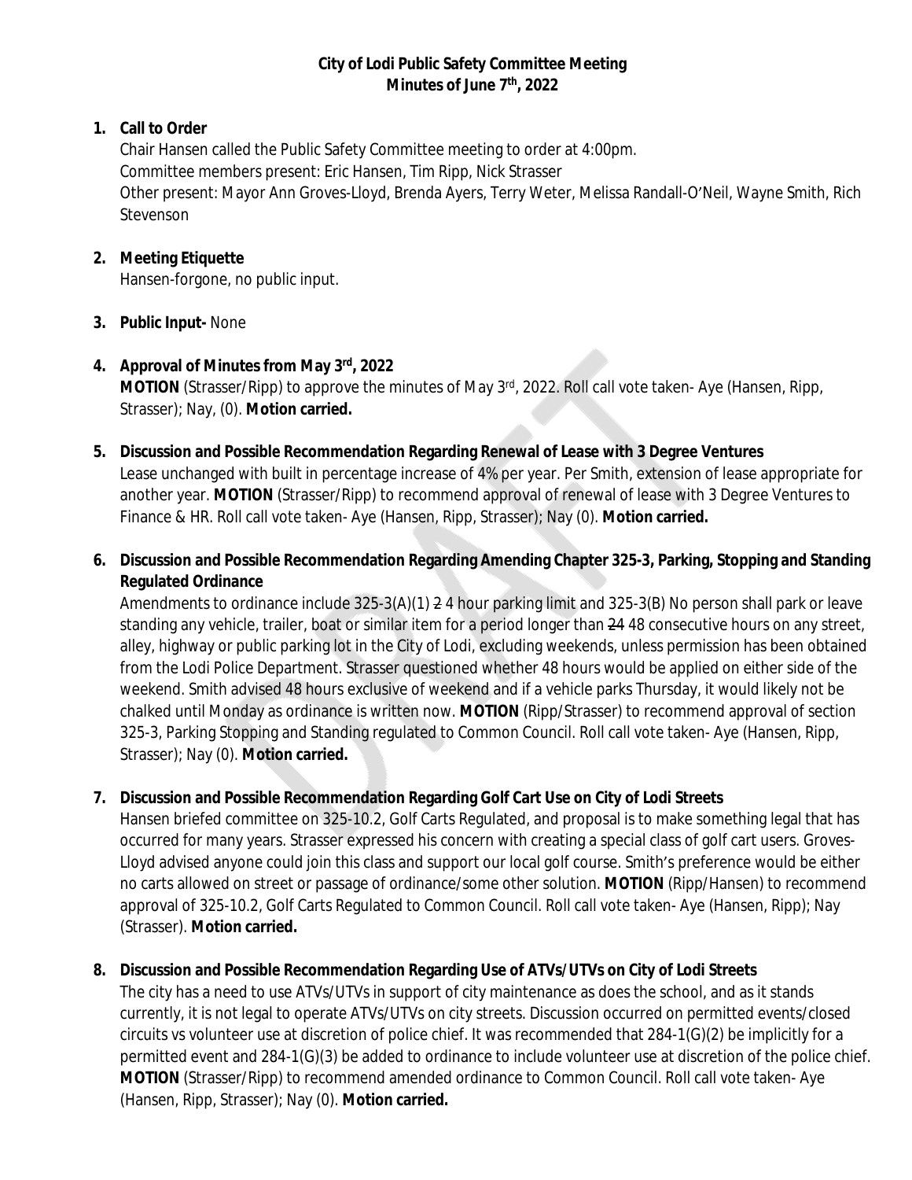# City of Lodi Public Safety Committee Meeting
## Minutes of June 7th, 2022

1. **Call to Order**
   Chair Hansen called the Public Safety Committee meeting to order at 4:00pm.
   Committee members present: Eric Hansen, Tim Ripp, Nick Strasser
   Other present: Mayor Ann Groves-Lloyd, Brenda Ayers, Terry Weter, Melissa Randall-O'Neil, Wayne Smith, Rich Stevenson

2. **Meeting Etiquette**
   Hansen-forgone, no public input.

3. **Public Input-** None

4. **Approval of Minutes from May 3rd, 2022**
   **MOTION** (Strasser/Ripp) to approve the minutes of May 3rd, 2022. Roll call vote taken- Aye (Hansen, Ripp, Strasser); Nay, (0). **Motion carried.**

5. **Discussion and Possible Recommendation Regarding Renewal of Lease with 3 Degree Ventures**
   Lease unchanged with built in percentage increase of 4% per year. Per Smith, extension of lease appropriate for another year. **MOTION** (Strasser/Ripp) to recommend approval of renewal of lease with 3 Degree Ventures to Finance & HR. Roll call vote taken- Aye (Hansen, Ripp, Strasser); Nay (0). **Motion carried.**

6. **Discussion and Possible Recommendation Regarding Amending Chapter 325-3, Parking, Stopping and Standing Regulated Ordinance**
   Amendments to ordinance include 325-3(A)(1) ~~2~~ 4 hour parking limit and 325-3(B) No person shall park or leave standing any vehicle, trailer, boat or similar item for a period longer than ~~24~~ 48 consecutive hours on any street, alley, highway or public parking lot in the City of Lodi, excluding weekends, unless permission has been obtained from the Lodi Police Department. Strasser questioned whether 48 hours would be applied on either side of the weekend. Smith advised 48 hours exclusive of weekend and if a vehicle parks Thursday, it would likely not be chalked until Monday as ordinance is written now. **MOTION** (Ripp/Strasser) to recommend approval of section 325-3, Parking Stopping and Standing regulated to Common Council. Roll call vote taken- Aye (Hansen, Ripp, Strasser); Nay (0). **Motion carried.**

7. **Discussion and Possible Recommendation Regarding Golf Cart Use on City of Lodi Streets**
   Hansen briefed committee on 325-10.2, Golf Carts Regulated, and proposal is to make something legal that has occurred for many years. Strasser expressed his concern with creating a special class of golf cart users. Groves-Lloyd advised anyone could join this class and support our local golf course. Smith's preference would be either no carts allowed on street or passage of ordinance/some other solution. **MOTION** (Ripp/Hansen) to recommend approval of 325-10.2, Golf Carts Regulated to Common Council. Roll call vote taken- Aye (Hansen, Ripp); Nay (Strasser). **Motion carried.**

8. **Discussion and Possible Recommendation Regarding Use of ATVs/UTVs on City of Lodi Streets**
   The city has a need to use ATVs/UTVs in support of city maintenance as does the school, and as it stands currently, it is not legal to operate ATVs/UTVs on city streets. Discussion occurred on permitted events/closed circuits vs volunteer use at discretion of police chief. It was recommended that 284-1(G)(2) be implicitly for a permitted event and 284-1(G)(3) be added to ordinance to include volunteer use at discretion of the police chief. **MOTION** (Strasser/Ripp) to recommend amended ordinance to Common Council. Roll call vote taken- Aye (Hansen, Ripp, Strasser); Nay (0). **Motion carried.**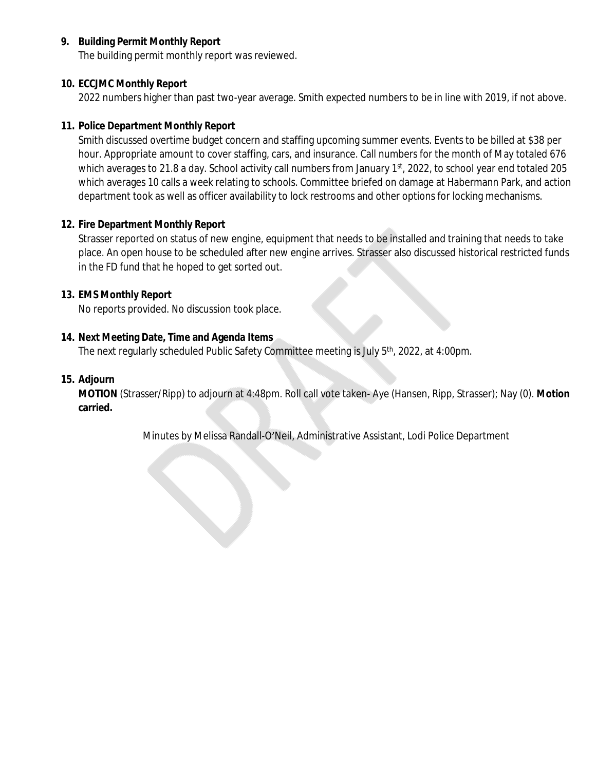**9. Building Permit Monthly Report**

The building permit monthly report was reviewed.

**10. ECCJMC Monthly Report**

2022 numbers higher than past two-year average. Smith expected numbers to be in line with 2019, if not above.

**11. Police Department Monthly Report**

Smith discussed overtime budget concern and staffing upcoming summer events. Events to be billed at $38 per hour. Appropriate amount to cover staffing, cars, and insurance. Call numbers for the month of May totaled 676 which averages to 21.8 a day. School activity call numbers from January 1st, 2022, to school year end totaled 205 which averages 10 calls a week relating to schools. Committee briefed on damage at Habermann Park, and action department took as well as officer availability to lock restrooms and other options for locking mechanisms.

**12. Fire Department Monthly Report**

Strasser reported on status of new engine, equipment that needs to be installed and training that needs to take place. An open house to be scheduled after new engine arrives. Strasser also discussed historical restricted funds in the FD fund that he hoped to get sorted out.

**13. EMS Monthly Report**

No reports provided. No discussion took place.

**14. Next Meeting Date, Time and Agenda Items**

The next regularly scheduled Public Safety Committee meeting is July 5th, 2022, at 4:00pm.

**15. Adjourn**

**MOTION** (Strasser/Ripp) to adjourn at 4:48pm. Roll call vote taken- Aye (Hansen, Ripp, Strasser); Nay (0). **Motion carried.**

Minutes by Melissa Randall-O'Neil, Administrative Assistant, Lodi Police Department